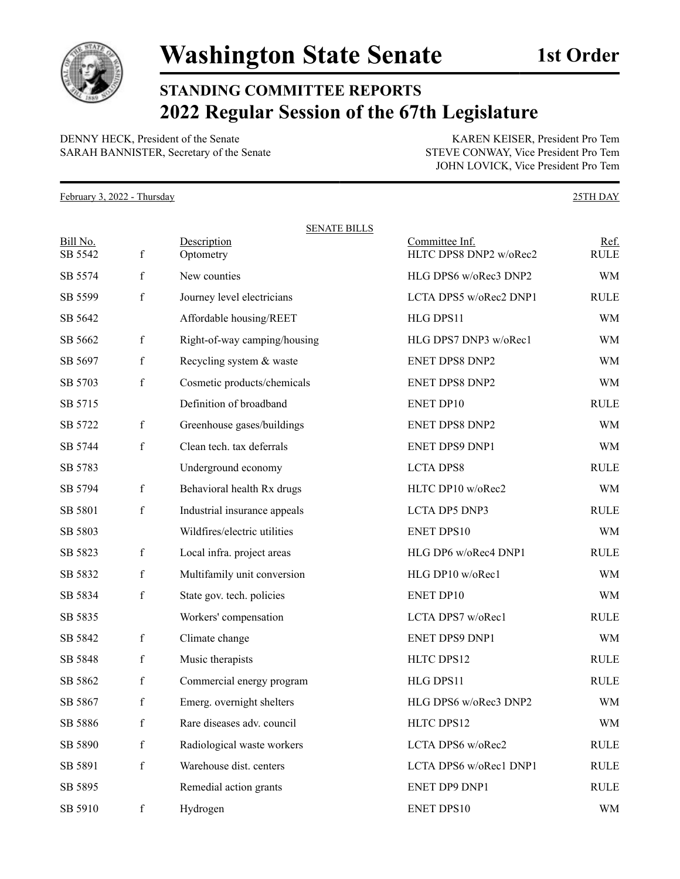# Washington State Senate

**1st Order**

## STANDING COMMITTEE REPORTS

## 2022 Regular Session of the 67th Legislature

DENNY HECK, President of the Senate
SARAH BANNISTER, Secretary of the Senate

KAREN KEISER, President Pro Tem
STEVE CONWAY, Vice President Pro Tem
JOHN LOVICK, Vice President Pro Tem

February 3, 2022 - Thursday — 25TH DAY

SENATE BILLS

| Bill No. | | Description | Committee Inf. | Ref. |
|---|---|---|---|---|
| SB 5542 | f | Optometry | HLTC DPS8 DNP2 w/oRec2 | RULE |
| SB 5574 | f | New counties | HLG DPS6 w/oRec3 DNP2 | WM |
| SB 5599 | f | Journey level electricians | LCTA DPS5 w/oRec2 DNP1 | RULE |
| SB 5642 | | Affordable housing/REET | HLG DPS11 | WM |
| SB 5662 | f | Right-of-way camping/housing | HLG DPS7 DNP3 w/oRec1 | WM |
| SB 5697 | f | Recycling system & waste | ENET DPS8 DNP2 | WM |
| SB 5703 | f | Cosmetic products/chemicals | ENET DPS8 DNP2 | WM |
| SB 5715 | | Definition of broadband | ENET DP10 | RULE |
| SB 5722 | f | Greenhouse gases/buildings | ENET DPS8 DNP2 | WM |
| SB 5744 | f | Clean tech. tax deferrals | ENET DPS9 DNP1 | WM |
| SB 5783 | | Underground economy | LCTA DPS8 | RULE |
| SB 5794 | f | Behavioral health Rx drugs | HLTC DP10 w/oRec2 | WM |
| SB 5801 | f | Industrial insurance appeals | LCTA DP5 DNP3 | RULE |
| SB 5803 | | Wildfires/electric utilities | ENET DPS10 | WM |
| SB 5823 | f | Local infra. project areas | HLG DP6 w/oRec4 DNP1 | RULE |
| SB 5832 | f | Multifamily unit conversion | HLG DP10 w/oRec1 | WM |
| SB 5834 | f | State gov. tech. policies | ENET DP10 | WM |
| SB 5835 | | Workers' compensation | LCTA DPS7 w/oRec1 | RULE |
| SB 5842 | f | Climate change | ENET DPS9 DNP1 | WM |
| SB 5848 | f | Music therapists | HLTC DPS12 | RULE |
| SB 5862 | f | Commercial energy program | HLG DPS11 | RULE |
| SB 5867 | f | Emerg. overnight shelters | HLG DPS6 w/oRec3 DNP2 | WM |
| SB 5886 | f | Rare diseases adv. council | HLTC DPS12 | WM |
| SB 5890 | f | Radiological waste workers | LCTA DPS6 w/oRec2 | RULE |
| SB 5891 | f | Warehouse dist. centers | LCTA DPS6 w/oRec1 DNP1 | RULE |
| SB 5895 | | Remedial action grants | ENET DP9 DNP1 | RULE |
| SB 5910 | f | Hydrogen | ENET DPS10 | WM |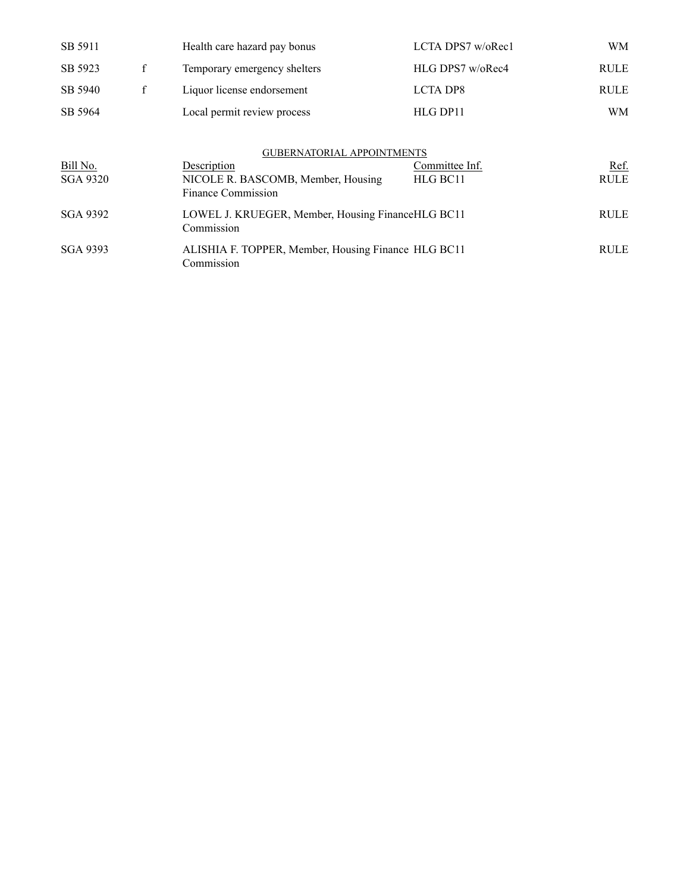| | | | | |
|---|---|---|---|---|
| SB 5911 | | Health care hazard pay bonus | LCTA DPS7 w/oRec1 | WM |
| SB 5923 | f | Temporary emergency shelters | HLG DPS7 w/oRec4 | RULE |
| SB 5940 | f | Liquor license endorsement | LCTA DP8 | RULE |
| SB 5964 | | Local permit review process | HLG DP11 | WM |

GUBERNATORIAL APPOINTMENTS

| Bill No. | Description | Committee Inf. | Ref. |
|---|---|---|---|
| SGA 9320 | NICOLE R. BASCOMB, Member, Housing Finance Commission | HLG BC11 | RULE |
| SGA 9392 | LOWEL J. KRUEGER, Member, Housing Finance Commission | HLG BC11 | RULE |
| SGA 9393 | ALISHIA F. TOPPER, Member, Housing Finance Commission | HLG BC11 | RULE |